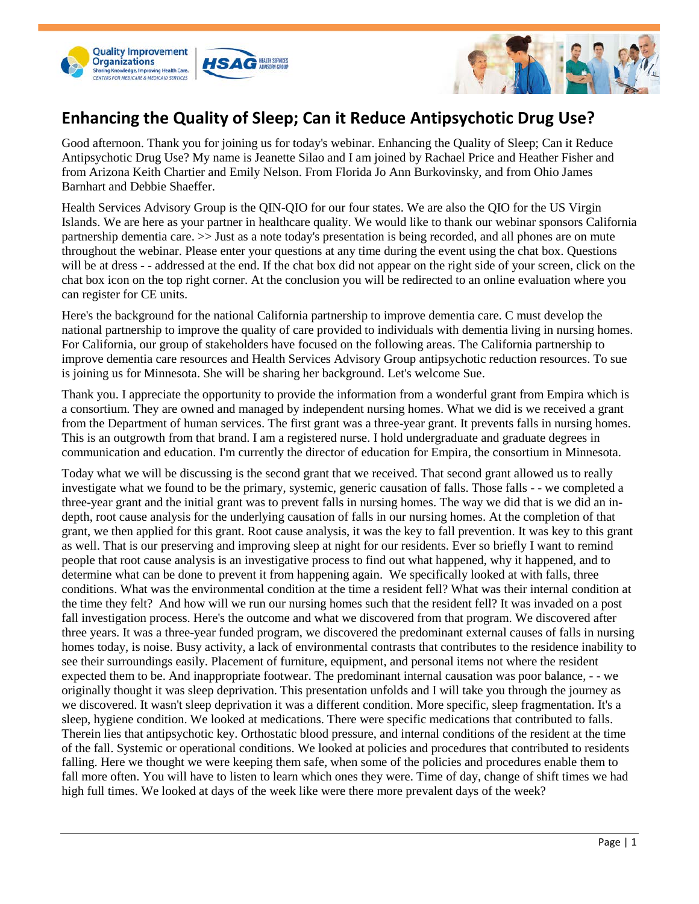# Enhancing the Quality of Sleep; Can it Reduce Antipsychotic Drug Use?

Good afternoon. Thank you for joining us for today's webinar. Enhancing the Quality of Sleep; Can it Reduce Antipsychotic Drug Use? My name is Jeanette Silao and I am joined by Rachael Price and Heather Fisher and from Arizona Keith Chartier and Emily Nelson. From Florida Jo Ann Burkovinsky, and from Ohio James Barnhart and Debbie Shaeffer.

Health Services Advisory Group is the QIN-QIO for our four states. We are also the QIO for the US Virgin Islands. We are here as your partner in healthcare quality. We would like to thank our webinar sponsors California partnership dementia care. >> Just as a note today's presentation is being recorded, and all phones are on mute throughout the webinar. Please enter your questions at any time during the event using the chat box. Questions will be at dress - - addressed at the end. If the chat box did not appear on the right side of your screen, click on the chat box icon on the top right corner. At the conclusion you will be redirected to an online evaluation where you can register for CE units.

Here's the background for the national California partnership to improve dementia care. C must develop the national partnership to improve the quality of care provided to individuals with dementia living in nursing homes. For California, our group of stakeholders have focused on the following areas. The California partnership to improve dementia care resources and Health Services Advisory Group antipsychotic reduction resources. To sue is joining us for Minnesota. She will be sharing her background. Let's welcome Sue.

Thank you. I appreciate the opportunity to provide the information from a wonderful grant from Empira which is a consortium. They are owned and managed by independent nursing homes. What we did is we received a grant from the Department of human services. The first grant was a three-year grant. It prevents falls in nursing homes. This is an outgrowth from that brand. I am a registered nurse. I hold undergraduate and graduate degrees in communication and education. I'm currently the director of education for Empira, the consortium in Minnesota.

Today what we will be discussing is the second grant that we received. That second grant allowed us to really investigate what we found to be the primary, systemic, generic causation of falls. Those falls - - we completed a three-year grant and the initial grant was to prevent falls in nursing homes. The way we did that is we did an in-depth, root cause analysis for the underlying causation of falls in our nursing homes. At the completion of that grant, we then applied for this grant. Root cause analysis, it was the key to fall prevention. It was key to this grant as well. That is our preserving and improving sleep at night for our residents. Ever so briefly I want to remind people that root cause analysis is an investigative process to find out what happened, why it happened, and to determine what can be done to prevent it from happening again.  We specifically looked at with falls, three conditions. What was the environmental condition at the time a resident fell? What was their internal condition at the time they felt?  And how will we run our nursing homes such that the resident fell? It was invaded on a post fall investigation process. Here's the outcome and what we discovered from that program. We discovered after three years. It was a three-year funded program, we discovered the predominant external causes of falls in nursing homes today, is noise. Busy activity, a lack of environmental contrasts that contributes to the residence inability to see their surroundings easily. Placement of furniture, equipment, and personal items not where the resident expected them to be. And inappropriate footwear. The predominant internal causation was poor balance, - - we originally thought it was sleep deprivation. This presentation unfolds and I will take you through the journey as we discovered. It wasn't sleep deprivation it was a different condition. More specific, sleep fragmentation. It's a sleep, hygiene condition. We looked at medications. There were specific medications that contributed to falls. Therein lies that antipsychotic key. Orthostatic blood pressure, and internal conditions of the resident at the time of the fall. Systemic or operational conditions. We looked at policies and procedures that contributed to residents falling. Here we thought we were keeping them safe, when some of the policies and procedures enable them to fall more often. You will have to listen to learn which ones they were. Time of day, change of shift times we had high full times. We looked at days of the week like were there more prevalent days of the week?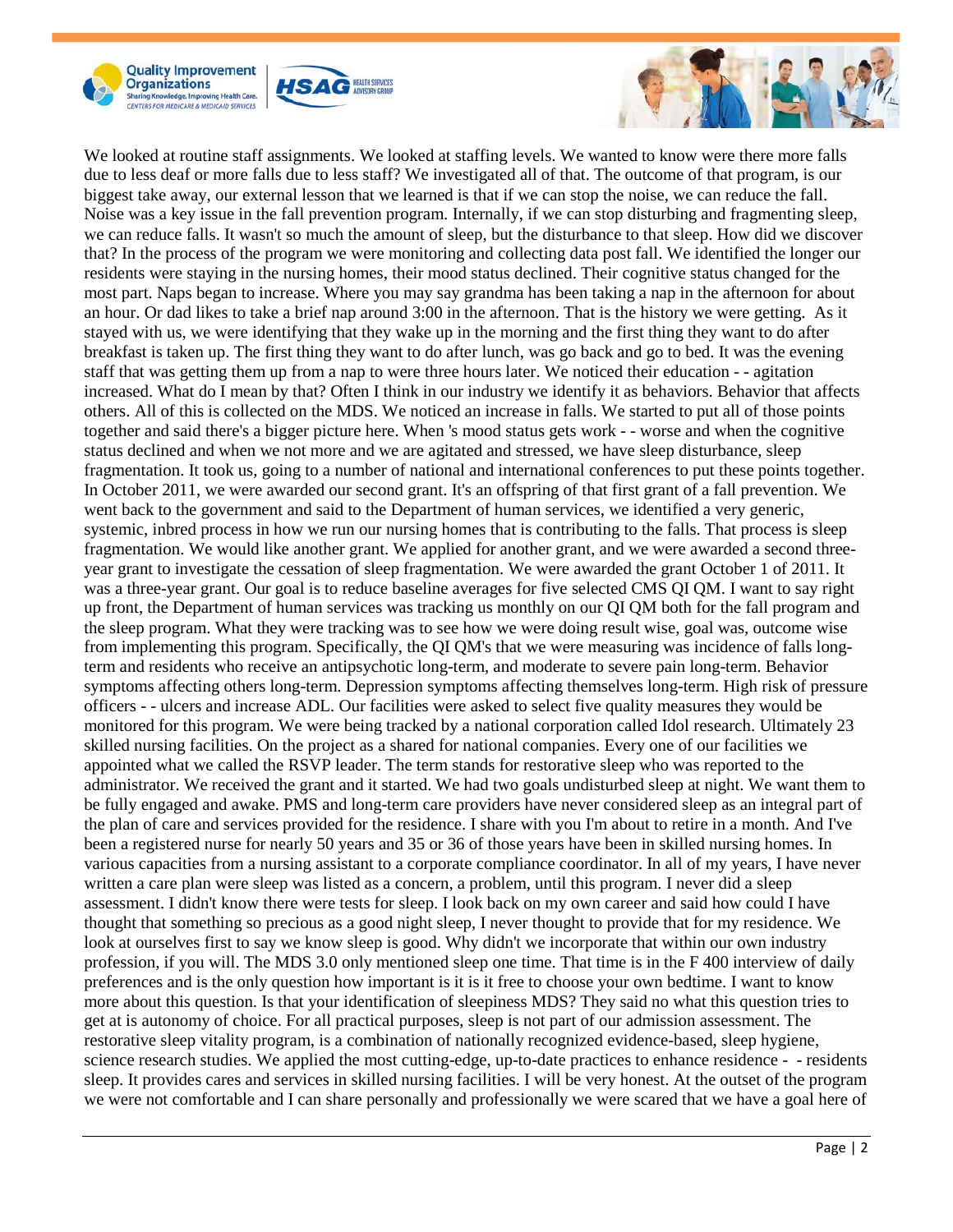We looked at routine staff assignments. We looked at staffing levels. We wanted to know were there more falls due to less deaf or more falls due to less staff? We investigated all of that. The outcome of that program, is our biggest take away, our external lesson that we learned is that if we can stop the noise, we can reduce the fall. Noise was a key issue in the fall prevention program. Internally, if we can stop disturbing and fragmenting sleep, we can reduce falls. It wasn't so much the amount of sleep, but the disturbance to that sleep. How did we discover that? In the process of the program we were monitoring and collecting data post fall. We identified the longer our residents were staying in the nursing homes, their mood status declined. Their cognitive status changed for the most part. Naps began to increase. Where you may say grandma has been taking a nap in the afternoon for about an hour. Or dad likes to take a brief nap around 3:00 in the afternoon. That is the history we were getting. As it stayed with us, we were identifying that they wake up in the morning and the first thing they want to do after breakfast is taken up. The first thing they want to do after lunch, was go back and go to bed. It was the evening staff that was getting them up from a nap to were three hours later. We noticed their education - - agitation increased. What do I mean by that? Often I think in our industry we identify it as behaviors. Behavior that affects others. All of this is collected on the MDS. We noticed an increase in falls. We started to put all of those points together and said there's a bigger picture here. When 's mood status gets work - - worse and when the cognitive status declined and when we not more and we are agitated and stressed, we have sleep disturbance, sleep fragmentation. It took us, going to a number of national and international conferences to put these points together. In October 2011, we were awarded our second grant. It's an offspring of that first grant of a fall prevention. We went back to the government and said to the Department of human services, we identified a very generic, systemic, inbred process in how we run our nursing homes that is contributing to the falls. That process is sleep fragmentation. We would like another grant. We applied for another grant, and we were awarded a second three-year grant to investigate the cessation of sleep fragmentation. We were awarded the grant October 1 of 2011. It was a three-year grant. Our goal is to reduce baseline averages for five selected CMS QI QM. I want to say right up front, the Department of human services was tracking us monthly on our QI QM both for the fall program and the sleep program. What they were tracking was to see how we were doing result wise, goal was, outcome wise from implementing this program. Specifically, the QI QM's that we were measuring was incidence of falls long-term and residents who receive an antipsychotic long-term, and moderate to severe pain long-term. Behavior symptoms affecting others long-term. Depression symptoms affecting themselves long-term. High risk of pressure officers - - ulcers and increase ADL. Our facilities were asked to select five quality measures they would be monitored for this program. We were being tracked by a national corporation called Idol research. Ultimately 23 skilled nursing facilities. On the project as a shared for national companies. Every one of our facilities we appointed what we called the RSVP leader. The term stands for restorative sleep who was reported to the administrator. We received the grant and it started. We had two goals undisturbed sleep at night. We want them to be fully engaged and awake. PMS and long-term care providers have never considered sleep as an integral part of the plan of care and services provided for the residence. I share with you I'm about to retire in a month. And I've been a registered nurse for nearly 50 years and 35 or 36 of those years have been in skilled nursing homes. In various capacities from a nursing assistant to a corporate compliance coordinator. In all of my years, I have never written a care plan were sleep was listed as a concern, a problem, until this program. I never did a sleep assessment. I didn't know there were tests for sleep. I look back on my own career and said how could I have thought that something so precious as a good night sleep, I never thought to provide that for my residence. We look at ourselves first to say we know sleep is good. Why didn't we incorporate that within our own industry profession, if you will. The MDS 3.0 only mentioned sleep one time. That time is in the F 400 interview of daily preferences and is the only question how important is it is it free to choose your own bedtime. I want to know more about this question. Is that your identification of sleepiness MDS? They said no what this question tries to get at is autonomy of choice. For all practical purposes, sleep is not part of our admission assessment. The restorative sleep vitality program, is a combination of nationally recognized evidence-based, sleep hygiene, science research studies. We applied the most cutting-edge, up-to-date practices to enhance residence - - residents sleep. It provides cares and services in skilled nursing facilities. I will be very honest. At the outset of the program we were not comfortable and I can share personally and professionally we were scared that we have a goal here of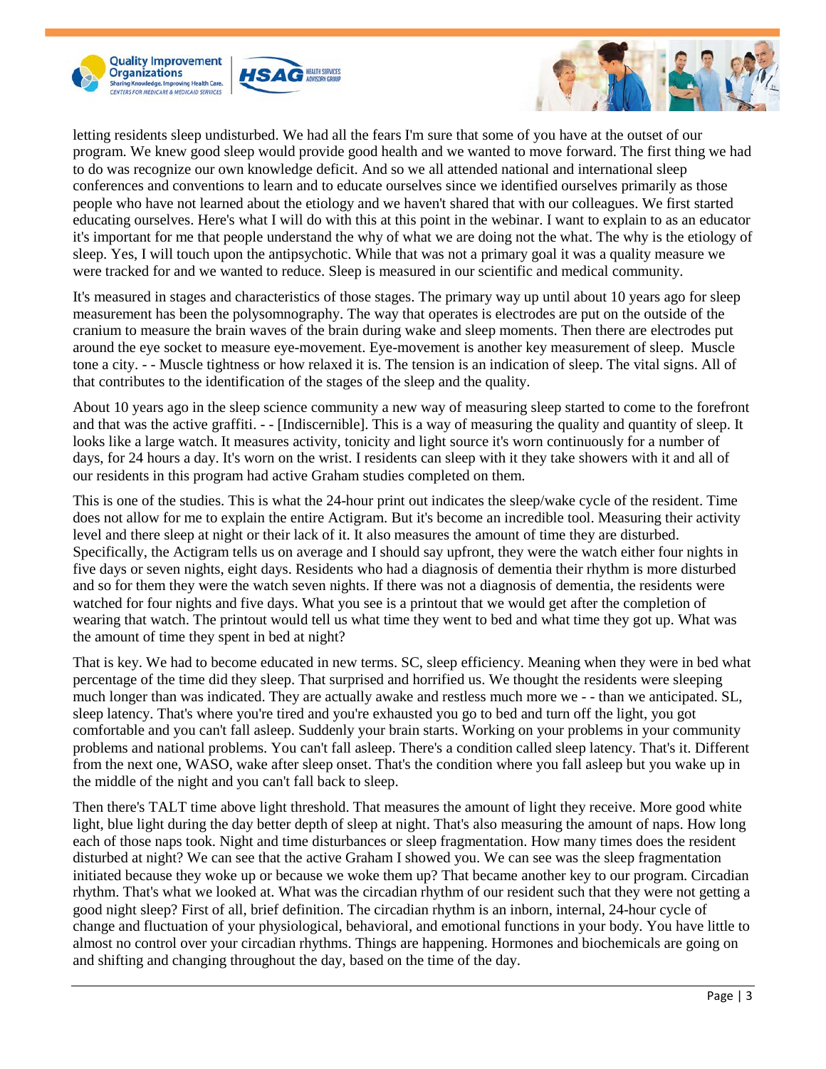letting residents sleep undisturbed. We had all the fears I'm sure that some of you have at the outset of our program. We knew good sleep would provide good health and we wanted to move forward. The first thing we had to do was recognize our own knowledge deficit. And so we all attended national and international sleep conferences and conventions to learn and to educate ourselves since we identified ourselves primarily as those people who have not learned about the etiology and we haven't shared that with our colleagues. We first started educating ourselves. Here's what I will do with this at this point in the webinar. I want to explain to as an educator it's important for me that people understand the why of what we are doing not the what. The why is the etiology of sleep. Yes, I will touch upon the antipsychotic. While that was not a primary goal it was a quality measure we were tracked for and we wanted to reduce. Sleep is measured in our scientific and medical community.

It's measured in stages and characteristics of those stages. The primary way up until about 10 years ago for sleep measurement has been the polysomnography. The way that operates is electrodes are put on the outside of the cranium to measure the brain waves of the brain during wake and sleep moments. Then there are electrodes put around the eye socket to measure eye-movement. Eye-movement is another key measurement of sleep. Muscle tone a city. - - Muscle tightness or how relaxed it is. The tension is an indication of sleep. The vital signs. All of that contributes to the identification of the stages of the sleep and the quality.

About 10 years ago in the sleep science community a new way of measuring sleep started to come to the forefront and that was the active graffiti. - - [Indiscernible]. This is a way of measuring the quality and quantity of sleep. It looks like a large watch. It measures activity, tonicity and light source it's worn continuously for a number of days, for 24 hours a day. It's worn on the wrist. I residents can sleep with it they take showers with it and all of our residents in this program had active Graham studies completed on them.

This is one of the studies. This is what the 24-hour print out indicates the sleep/wake cycle of the resident. Time does not allow for me to explain the entire Actigram. But it's become an incredible tool. Measuring their activity level and there sleep at night or their lack of it. It also measures the amount of time they are disturbed. Specifically, the Actigram tells us on average and I should say upfront, they were the watch either four nights in five days or seven nights, eight days. Residents who had a diagnosis of dementia their rhythm is more disturbed and so for them they were the watch seven nights. If there was not a diagnosis of dementia, the residents were watched for four nights and five days. What you see is a printout that we would get after the completion of wearing that watch. The printout would tell us what time they went to bed and what time they got up. What was the amount of time they spent in bed at night?

That is key. We had to become educated in new terms. SC, sleep efficiency. Meaning when they were in bed what percentage of the time did they sleep. That surprised and horrified us. We thought the residents were sleeping much longer than was indicated. They are actually awake and restless much more we - - than we anticipated. SL, sleep latency. That's where you're tired and you're exhausted you go to bed and turn off the light, you got comfortable and you can't fall asleep. Suddenly your brain starts. Working on your problems in your community problems and national problems. You can't fall asleep. There's a condition called sleep latency. That's it. Different from the next one, WASO, wake after sleep onset. That's the condition where you fall asleep but you wake up in the middle of the night and you can't fall back to sleep.

Then there's TALT time above light threshold. That measures the amount of light they receive. More good white light, blue light during the day better depth of sleep at night. That's also measuring the amount of naps. How long each of those naps took. Night and time disturbances or sleep fragmentation. How many times does the resident disturbed at night? We can see that the active Graham I showed you. We can see was the sleep fragmentation initiated because they woke up or because we woke them up? That became another key to our program. Circadian rhythm. That's what we looked at. What was the circadian rhythm of our resident such that they were not getting a good night sleep? First of all, brief definition. The circadian rhythm is an inborn, internal, 24-hour cycle of change and fluctuation of your physiological, behavioral, and emotional functions in your body. You have little to almost no control over your circadian rhythms. Things are happening. Hormones and biochemicals are going on and shifting and changing throughout the day, based on the time of the day.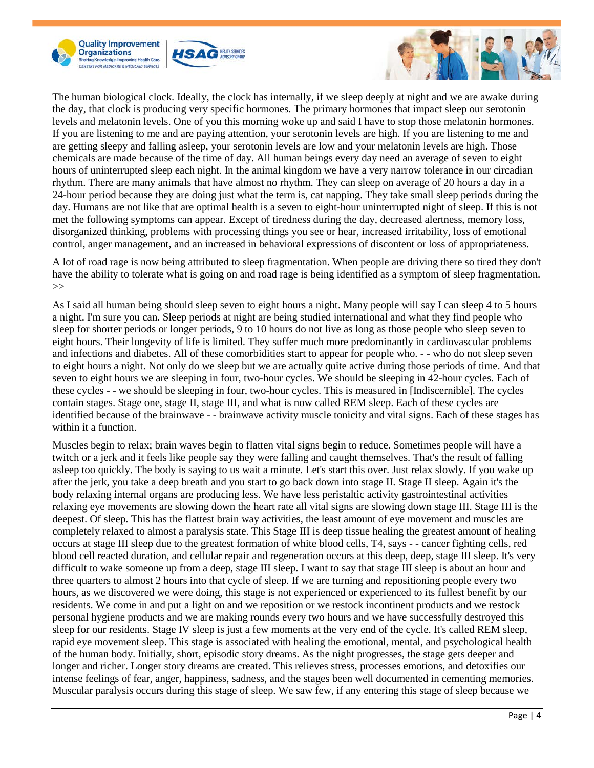The human biological clock. Ideally, the clock has internally, if we sleep deeply at night and we are awake during the day, that clock is producing very specific hormones. The primary hormones that impact sleep our serotonin levels and melatonin levels. One of you this morning woke up and said I have to stop those melatonin hormones. If you are listening to me and are paying attention, your serotonin levels are high. If you are listening to me and are getting sleepy and falling asleep, your serotonin levels are low and your melatonin levels are high. Those chemicals are made because of the time of day. All human beings every day need an average of seven to eight hours of uninterrupted sleep each night. In the animal kingdom we have a very narrow tolerance in our circadian rhythm. There are many animals that have almost no rhythm. They can sleep on average of 20 hours a day in a 24-hour period because they are doing just what the term is, cat napping. They take small sleep periods during the day. Humans are not like that are optimal health is a seven to eight-hour uninterrupted night of sleep. If this is not met the following symptoms can appear. Except of tiredness during the day, decreased alertness, memory loss, disorganized thinking, problems with processing things you see or hear, increased irritability, loss of emotional control, anger management, and an increased in behavioral expressions of discontent or loss of appropriateness.

A lot of road rage is now being attributed to sleep fragmentation. When people are driving there so tired they don't have the ability to tolerate what is going on and road rage is being identified as a symptom of sleep fragmentation. >>

As I said all human being should sleep seven to eight hours a night. Many people will say I can sleep 4 to 5 hours a night. I'm sure you can. Sleep periods at night are being studied international and what they find people who sleep for shorter periods or longer periods, 9 to 10 hours do not live as long as those people who sleep seven to eight hours. Their longevity of life is limited. They suffer much more predominantly in cardiovascular problems and infections and diabetes. All of these comorbidities start to appear for people who. - - who do not sleep seven to eight hours a night. Not only do we sleep but we are actually quite active during those periods of time. And that seven to eight hours we are sleeping in four, two-hour cycles. We should be sleeping in 42-hour cycles. Each of these cycles - - we should be sleeping in four, two-hour cycles. This is measured in [Indiscernible]. The cycles contain stages. Stage one, stage II, stage III, and what is now called REM sleep. Each of these cycles are identified because of the brainwave - - brainwave activity muscle tonicity and vital signs. Each of these stages has within it a function.

Muscles begin to relax; brain waves begin to flatten vital signs begin to reduce. Sometimes people will have a twitch or a jerk and it feels like people say they were falling and caught themselves. That's the result of falling asleep too quickly. The body is saying to us wait a minute. Let's start this over. Just relax slowly. If you wake up after the jerk, you take a deep breath and you start to go back down into stage II. Stage II sleep. Again it's the body relaxing internal organs are producing less. We have less peristaltic activity gastrointestinal activities relaxing eye movements are slowing down the heart rate all vital signs are slowing down stage III. Stage III is the deepest. Of sleep. This has the flattest brain way activities, the least amount of eye movement and muscles are completely relaxed to almost a paralysis state. This Stage III is deep tissue healing the greatest amount of healing occurs at stage III sleep due to the greatest formation of white blood cells, T4, says - - cancer fighting cells, red blood cell reacted duration, and cellular repair and regeneration occurs at this deep, deep, stage III sleep. It's very difficult to wake someone up from a deep, stage III sleep. I want to say that stage III sleep is about an hour and three quarters to almost 2 hours into that cycle of sleep. If we are turning and repositioning people every two hours, as we discovered we were doing, this stage is not experienced or experienced to its fullest benefit by our residents. We come in and put a light on and we reposition or we restock incontinent products and we restock personal hygiene products and we are making rounds every two hours and we have successfully destroyed this sleep for our residents. Stage IV sleep is just a few moments at the very end of the cycle. It's called REM sleep, rapid eye movement sleep. This stage is associated with healing the emotional, mental, and psychological health of the human body. Initially, short, episodic story dreams. As the night progresses, the stage gets deeper and longer and richer. Longer story dreams are created. This relieves stress, processes emotions, and detoxifies our intense feelings of fear, anger, happiness, sadness, and the stages been well documented in cementing memories. Muscular paralysis occurs during this stage of sleep. We saw few, if any entering this stage of sleep because we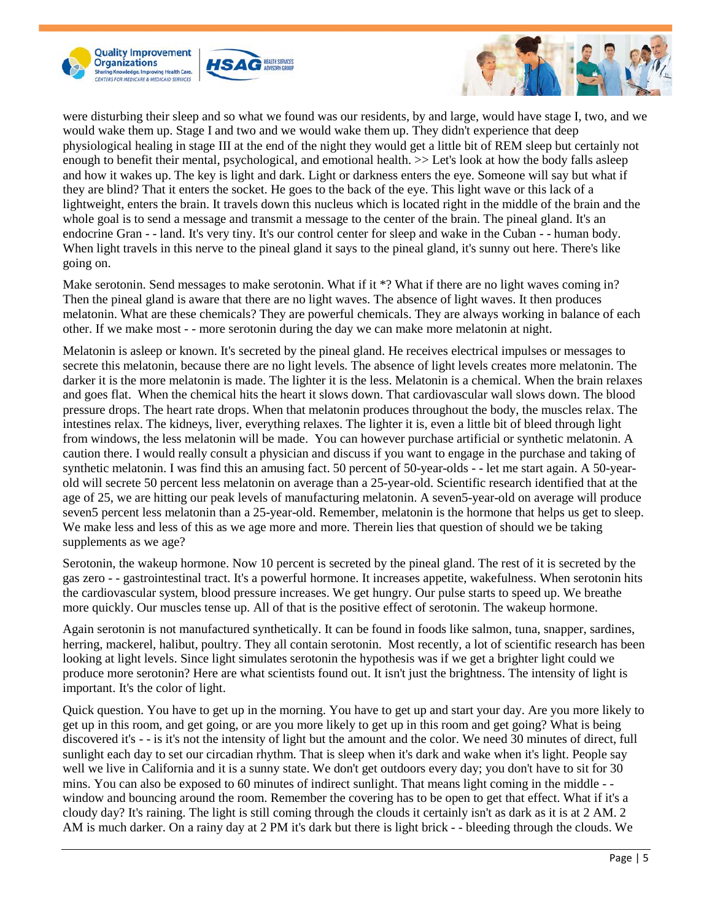were disturbing their sleep and so what we found was our residents, by and large, would have stage I, two, and we would wake them up. Stage I and two and we would wake them up. They didn't experience that deep physiological healing in stage III at the end of the night they would get a little bit of REM sleep but certainly not enough to benefit their mental, psychological, and emotional health. >> Let's look at how the body falls asleep and how it wakes up. The key is light and dark. Light or darkness enters the eye. Someone will say but what if they are blind? That it enters the socket. He goes to the back of the eye. This light wave or this lack of a lightweight, enters the brain. It travels down this nucleus which is located right in the middle of the brain and the whole goal is to send a message and transmit a message to the center of the brain. The pineal gland. It's an endocrine Gran - - land. It's very tiny. It's our control center for sleep and wake in the Cuban - - human body. When light travels in this nerve to the pineal gland it says to the pineal gland, it's sunny out here. There's like going on.

Make serotonin. Send messages to make serotonin. What if it *? What if there are no light waves coming in? Then the pineal gland is aware that there are no light waves. The absence of light waves. It then produces melatonin. What are these chemicals? They are powerful chemicals. They are always working in balance of each other. If we make most - - more serotonin during the day we can make more melatonin at night.

Melatonin is asleep or known. It's secreted by the pineal gland. He receives electrical impulses or messages to secrete this melatonin, because there are no light levels. The absence of light levels creates more melatonin. The darker it is the more melatonin is made. The lighter it is the less. Melatonin is a chemical. When the brain relaxes and goes flat. When the chemical hits the heart it slows down. That cardiovascular wall slows down. The blood pressure drops. The heart rate drops. When that melatonin produces throughout the body, the muscles relax. The intestines relax. The kidneys, liver, everything relaxes. The lighter it is, even a little bit of bleed through light from windows, the less melatonin will be made. You can however purchase artificial or synthetic melatonin. A caution there. I would really consult a physician and discuss if you want to engage in the purchase and taking of synthetic melatonin. I was find this an amusing fact. 50 percent of 50-year-olds - - let me start again. A 50-year-old will secrete 50 percent less melatonin on average than a 25-year-old. Scientific research identified that at the age of 25, we are hitting our peak levels of manufacturing melatonin. A seven5-year-old on average will produce seven5 percent less melatonin than a 25-year-old. Remember, melatonin is the hormone that helps us get to sleep. We make less and less of this as we age more and more. Therein lies that question of should we be taking supplements as we age?

Serotonin, the wakeup hormone. Now 10 percent is secreted by the pineal gland. The rest of it is secreted by the gas zero - - gastrointestinal tract. It's a powerful hormone. It increases appetite, wakefulness. When serotonin hits the cardiovascular system, blood pressure increases. We get hungry. Our pulse starts to speed up. We breathe more quickly. Our muscles tense up. All of that is the positive effect of serotonin. The wakeup hormone.

Again serotonin is not manufactured synthetically. It can be found in foods like salmon, tuna, snapper, sardines, herring, mackerel, halibut, poultry. They all contain serotonin. Most recently, a lot of scientific research has been looking at light levels. Since light simulates serotonin the hypothesis was if we get a brighter light could we produce more serotonin? Here are what scientists found out. It isn't just the brightness. The intensity of light is important. It's the color of light.

Quick question. You have to get up in the morning. You have to get up and start your day. Are you more likely to get up in this room, and get going, or are you more likely to get up in this room and get going? What is being discovered it's - - is it's not the intensity of light but the amount and the color. We need 30 minutes of direct, full sunlight each day to set our circadian rhythm. That is sleep when it's dark and wake when it's light. People say well we live in California and it is a sunny state. We don't get outdoors every day; you don't have to sit for 30 mins. You can also be exposed to 60 minutes of indirect sunlight. That means light coming in the middle - - window and bouncing around the room. Remember the covering has to be open to get that effect. What if it's a cloudy day? It's raining. The light is still coming through the clouds it certainly isn't as dark as it is at 2 AM. 2 AM is much darker. On a rainy day at 2 PM it's dark but there is light brick - - bleeding through the clouds. We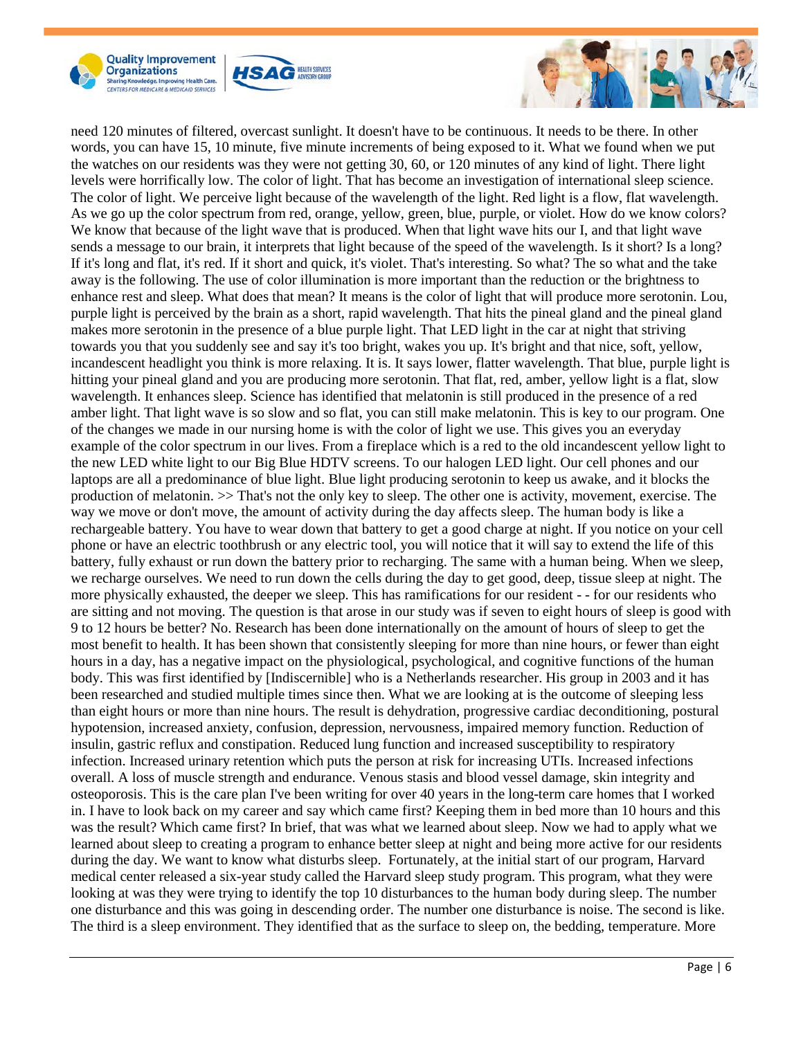need 120 minutes of filtered, overcast sunlight. It doesn't have to be continuous. It needs to be there. In other words, you can have 15, 10 minute, five minute increments of being exposed to it. What we found when we put the watches on our residents was they were not getting 30, 60, or 120 minutes of any kind of light. There light levels were horrifically low. The color of light. That has become an investigation of international sleep science. The color of light. We perceive light because of the wavelength of the light. Red light is a flow, flat wavelength. As we go up the color spectrum from red, orange, yellow, green, blue, purple, or violet. How do we know colors? We know that because of the light wave that is produced. When that light wave hits our I, and that light wave sends a message to our brain, it interprets that light because of the speed of the wavelength. Is it short? Is a long? If it's long and flat, it's red. If it short and quick, it's violet. That's interesting. So what? The so what and the take away is the following. The use of color illumination is more important than the reduction or the brightness to enhance rest and sleep. What does that mean? It means is the color of light that will produce more serotonin. Lou, purple light is perceived by the brain as a short, rapid wavelength. That hits the pineal gland and the pineal gland makes more serotonin in the presence of a blue purple light. That LED light in the car at night that striving towards you that you suddenly see and say it's too bright, wakes you up. It's bright and that nice, soft, yellow, incandescent headlight you think is more relaxing. It is. It says lower, flatter wavelength. That blue, purple light is hitting your pineal gland and you are producing more serotonin. That flat, red, amber, yellow light is a flat, slow wavelength. It enhances sleep. Science has identified that melatonin is still produced in the presence of a red amber light. That light wave is so slow and so flat, you can still make melatonin. This is key to our program. One of the changes we made in our nursing home is with the color of light we use. This gives you an everyday example of the color spectrum in our lives. From a fireplace which is a red to the old incandescent yellow light to the new LED white light to our Big Blue HDTV screens. To our halogen LED light. Our cell phones and our laptops are all a predominance of blue light. Blue light producing serotonin to keep us awake, and it blocks the production of melatonin. >> That's not the only key to sleep. The other one is activity, movement, exercise. The way we move or don't move, the amount of activity during the day affects sleep. The human body is like a rechargeable battery. You have to wear down that battery to get a good charge at night. If you notice on your cell phone or have an electric toothbrush or any electric tool, you will notice that it will say to extend the life of this battery, fully exhaust or run down the battery prior to recharging. The same with a human being. When we sleep, we recharge ourselves. We need to run down the cells during the day to get good, deep, tissue sleep at night. The more physically exhausted, the deeper we sleep. This has ramifications for our resident - - for our residents who are sitting and not moving. The question is that arose in our study was if seven to eight hours of sleep is good with 9 to 12 hours be better? No. Research has been done internationally on the amount of hours of sleep to get the most benefit to health. It has been shown that consistently sleeping for more than nine hours, or fewer than eight hours in a day, has a negative impact on the physiological, psychological, and cognitive functions of the human body. This was first identified by [Indiscernible] who is a Netherlands researcher. His group in 2003 and it has been researched and studied multiple times since then. What we are looking at is the outcome of sleeping less than eight hours or more than nine hours. The result is dehydration, progressive cardiac deconditioning, postural hypotension, increased anxiety, confusion, depression, nervousness, impaired memory function. Reduction of insulin, gastric reflux and constipation. Reduced lung function and increased susceptibility to respiratory infection. Increased urinary retention which puts the person at risk for increasing UTIs. Increased infections overall. A loss of muscle strength and endurance. Venous stasis and blood vessel damage, skin integrity and osteoporosis. This is the care plan I've been writing for over 40 years in the long-term care homes that I worked in. I have to look back on my career and say which came first? Keeping them in bed more than 10 hours and this was the result? Which came first? In brief, that was what we learned about sleep. Now we had to apply what we learned about sleep to creating a program to enhance better sleep at night and being more active for our residents during the day. We want to know what disturbs sleep. Fortunately, at the initial start of our program, Harvard medical center released a six-year study called the Harvard sleep study program. This program, what they were looking at was they were trying to identify the top 10 disturbances to the human body during sleep. The number one disturbance and this was going in descending order. The number one disturbance is noise. The second is like. The third is a sleep environment. They identified that as the surface to sleep on, the bedding, temperature. More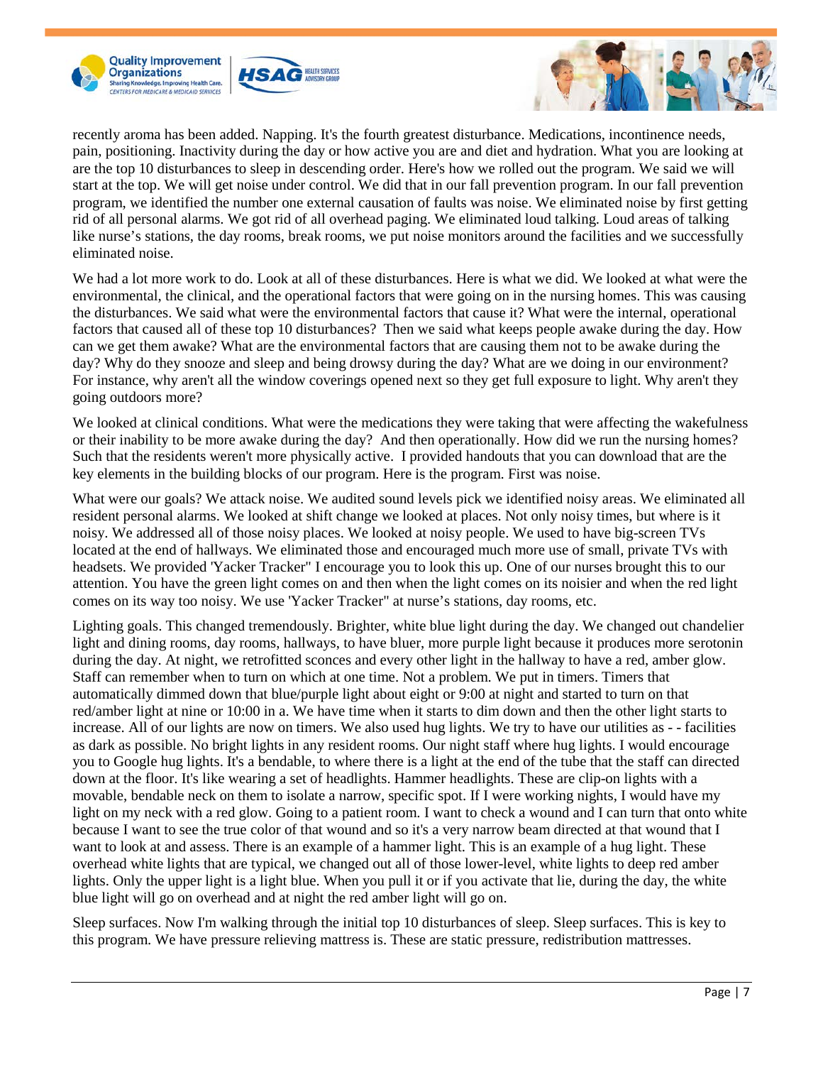recently aroma has been added. Napping. It's the fourth greatest disturbance. Medications, incontinence needs, pain, positioning. Inactivity during the day or how active you are and diet and hydration. What you are looking at are the top 10 disturbances to sleep in descending order. Here's how we rolled out the program. We said we will start at the top. We will get noise under control. We did that in our fall prevention program. In our fall prevention program, we identified the number one external causation of faults was noise. We eliminated noise by first getting rid of all personal alarms. We got rid of all overhead paging. We eliminated loud talking. Loud areas of talking like nurse's stations, the day rooms, break rooms, we put noise monitors around the facilities and we successfully eliminated noise.

We had a lot more work to do. Look at all of these disturbances. Here is what we did. We looked at what were the environmental, the clinical, and the operational factors that were going on in the nursing homes. This was causing the disturbances. We said what were the environmental factors that cause it? What were the internal, operational factors that caused all of these top 10 disturbances? Then we said what keeps people awake during the day. How can we get them awake? What are the environmental factors that are causing them not to be awake during the day? Why do they snooze and sleep and being drowsy during the day? What are we doing in our environment? For instance, why aren't all the window coverings opened next so they get full exposure to light. Why aren't they going outdoors more?

We looked at clinical conditions. What were the medications they were taking that were affecting the wakefulness or their inability to be more awake during the day? And then operationally. How did we run the nursing homes? Such that the residents weren't more physically active. I provided handouts that you can download that are the key elements in the building blocks of our program. Here is the program. First was noise.

What were our goals? We attack noise. We audited sound levels pick we identified noisy areas. We eliminated all resident personal alarms. We looked at shift change we looked at places. Not only noisy times, but where is it noisy. We addressed all of those noisy places. We looked at noisy people. We used to have big-screen TVs located at the end of hallways. We eliminated those and encouraged much more use of small, private TVs with headsets. We provided 'Yacker Tracker" I encourage you to look this up. One of our nurses brought this to our attention. You have the green light comes on and then when the light comes on its noisier and when the red light comes on its way too noisy. We use 'Yacker Tracker" at nurse's stations, day rooms, etc.

Lighting goals. This changed tremendously. Brighter, white blue light during the day. We changed out chandelier light and dining rooms, day rooms, hallways, to have bluer, more purple light because it produces more serotonin during the day. At night, we retrofitted sconces and every other light in the hallway to have a red, amber glow. Staff can remember when to turn on which at one time. Not a problem. We put in timers. Timers that automatically dimmed down that blue/purple light about eight or 9:00 at night and started to turn on that red/amber light at nine or 10:00 in a. We have time when it starts to dim down and then the other light starts to increase. All of our lights are now on timers. We also used hug lights. We try to have our utilities as - - facilities as dark as possible. No bright lights in any resident rooms. Our night staff where hug lights. I would encourage you to Google hug lights. It's a bendable, to where there is a light at the end of the tube that the staff can directed down at the floor. It's like wearing a set of headlights. Hammer headlights. These are clip-on lights with a movable, bendable neck on them to isolate a narrow, specific spot. If I were working nights, I would have my light on my neck with a red glow. Going to a patient room. I want to check a wound and I can turn that onto white because I want to see the true color of that wound and so it's a very narrow beam directed at that wound that I want to look at and assess. There is an example of a hammer light. This is an example of a hug light. These overhead white lights that are typical, we changed out all of those lower-level, white lights to deep red amber lights. Only the upper light is a light blue. When you pull it or if you activate that lie, during the day, the white blue light will go on overhead and at night the red amber light will go on.

Sleep surfaces. Now I'm walking through the initial top 10 disturbances of sleep. Sleep surfaces. This is key to this program. We have pressure relieving mattress is. These are static pressure, redistribution mattresses.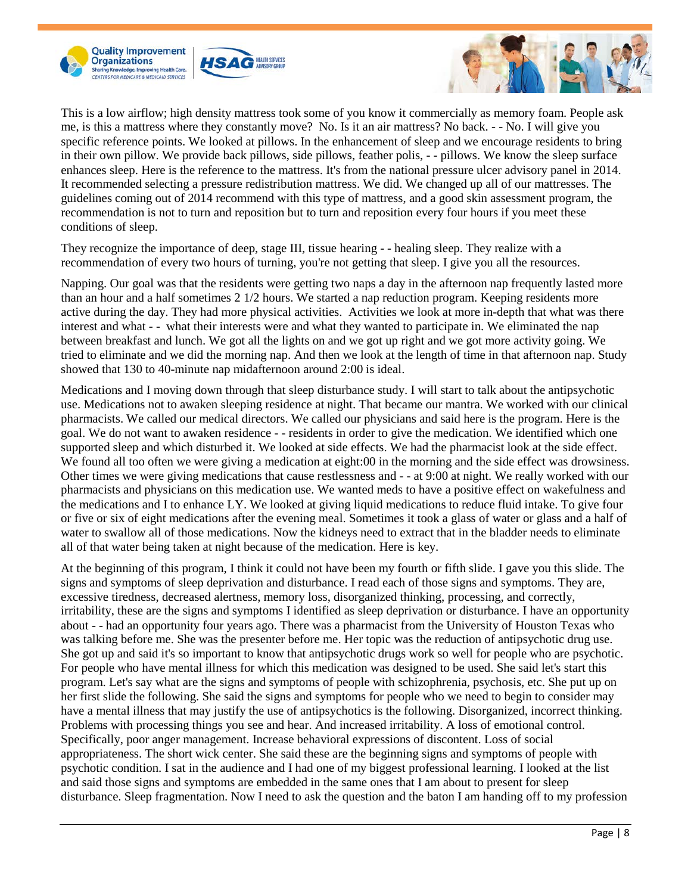This is a low airflow; high density mattress took some of you know it commercially as memory foam. People ask me, is this a mattress where they constantly move? No. Is it an air mattress? No back. - - No. I will give you specific reference points. We looked at pillows. In the enhancement of sleep and we encourage residents to bring in their own pillow. We provide back pillows, side pillows, feather polis, - - pillows. We know the sleep surface enhances sleep. Here is the reference to the mattress. It's from the national pressure ulcer advisory panel in 2014. It recommended selecting a pressure redistribution mattress. We did. We changed up all of our mattresses. The guidelines coming out of 2014 recommend with this type of mattress, and a good skin assessment program, the recommendation is not to turn and reposition but to turn and reposition every four hours if you meet these conditions of sleep.

They recognize the importance of deep, stage III, tissue hearing - - healing sleep. They realize with a recommendation of every two hours of turning, you're not getting that sleep. I give you all the resources.

Napping. Our goal was that the residents were getting two naps a day in the afternoon nap frequently lasted more than an hour and a half sometimes 2 1/2 hours. We started a nap reduction program. Keeping residents more active during the day. They had more physical activities. Activities we look at more in-depth that what was there interest and what - - what their interests were and what they wanted to participate in. We eliminated the nap between breakfast and lunch. We got all the lights on and we got up right and we got more activity going. We tried to eliminate and we did the morning nap. And then we look at the length of time in that afternoon nap. Study showed that 130 to 40-minute nap midafternoon around 2:00 is ideal.

Medications and I moving down through that sleep disturbance study. I will start to talk about the antipsychotic use. Medications not to awaken sleeping residence at night. That became our mantra. We worked with our clinical pharmacists. We called our medical directors. We called our physicians and said here is the program. Here is the goal. We do not want to awaken residence - - residents in order to give the medication. We identified which one supported sleep and which disturbed it. We looked at side effects. We had the pharmacist look at the side effect. We found all too often we were giving a medication at eight:00 in the morning and the side effect was drowsiness. Other times we were giving medications that cause restlessness and - - at 9:00 at night. We really worked with our pharmacists and physicians on this medication use. We wanted meds to have a positive effect on wakefulness and the medications and I to enhance LY. We looked at giving liquid medications to reduce fluid intake. To give four or five or six of eight medications after the evening meal. Sometimes it took a glass of water or glass and a half of water to swallow all of those medications. Now the kidneys need to extract that in the bladder needs to eliminate all of that water being taken at night because of the medication. Here is key.

At the beginning of this program, I think it could not have been my fourth or fifth slide. I gave you this slide. The signs and symptoms of sleep deprivation and disturbance. I read each of those signs and symptoms. They are, excessive tiredness, decreased alertness, memory loss, disorganized thinking, processing, and correctly, irritability, these are the signs and symptoms I identified as sleep deprivation or disturbance. I have an opportunity about - - had an opportunity four years ago. There was a pharmacist from the University of Houston Texas who was talking before me. She was the presenter before me. Her topic was the reduction of antipsychotic drug use. She got up and said it's so important to know that antipsychotic drugs work so well for people who are psychotic. For people who have mental illness for which this medication was designed to be used. She said let's start this program. Let's say what are the signs and symptoms of people with schizophrenia, psychosis, etc. She put up on her first slide the following. She said the signs and symptoms for people who we need to begin to consider may have a mental illness that may justify the use of antipsychotics is the following. Disorganized, incorrect thinking. Problems with processing things you see and hear. And increased irritability. A loss of emotional control. Specifically, poor anger management. Increase behavioral expressions of discontent. Loss of social appropriateness. The short wick center. She said these are the beginning signs and symptoms of people with psychotic condition. I sat in the audience and I had one of my biggest professional learning. I looked at the list and said those signs and symptoms are embedded in the same ones that I am about to present for sleep disturbance. Sleep fragmentation. Now I need to ask the question and the baton I am handing off to my profession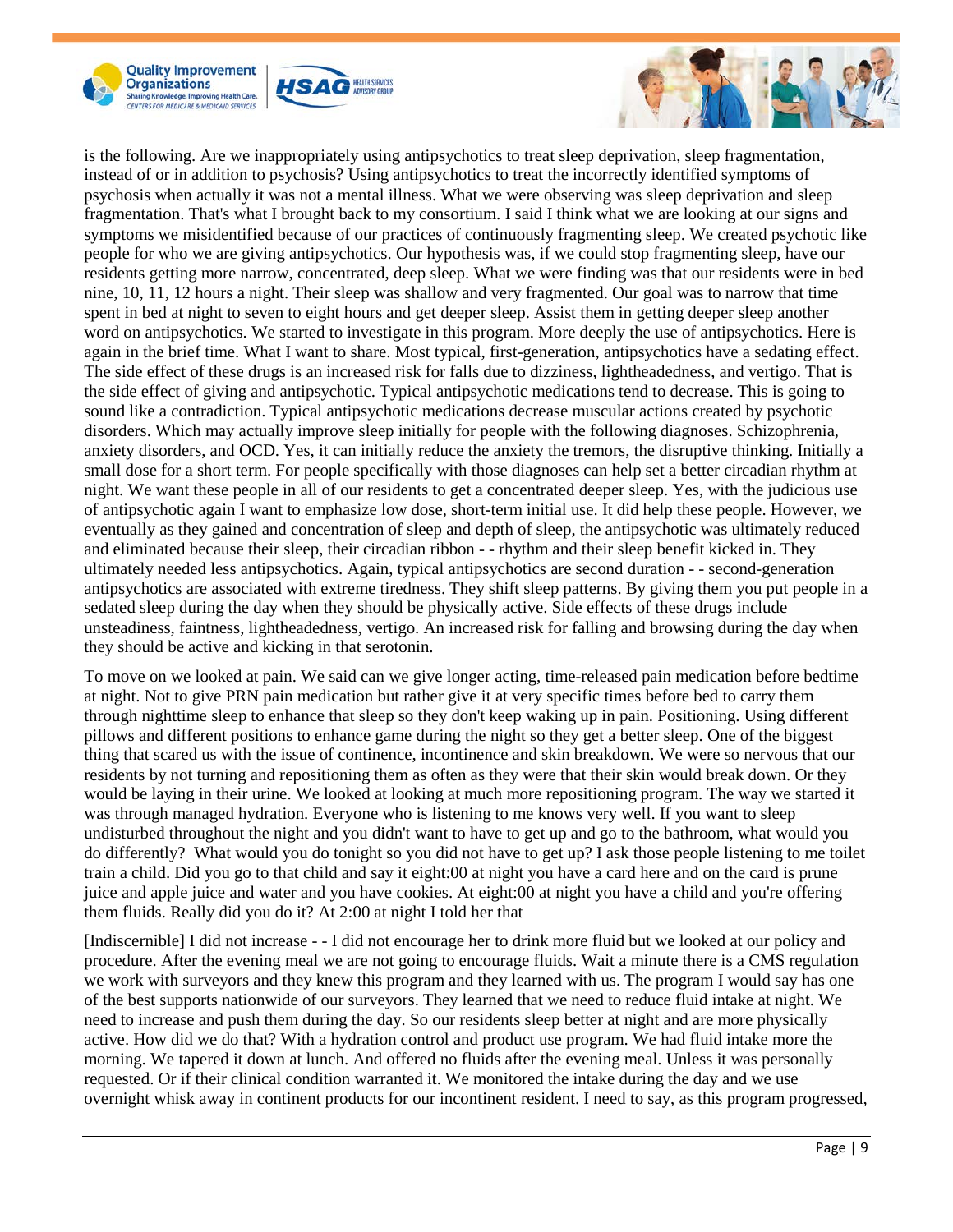is the following. Are we inappropriately using antipsychotics to treat sleep deprivation, sleep fragmentation, instead of or in addition to psychosis? Using antipsychotics to treat the incorrectly identified symptoms of psychosis when actually it was not a mental illness. What we were observing was sleep deprivation and sleep fragmentation. That's what I brought back to my consortium. I said I think what we are looking at our signs and symptoms we misidentified because of our practices of continuously fragmenting sleep. We created psychotic like people for who we are giving antipsychotics. Our hypothesis was, if we could stop fragmenting sleep, have our residents getting more narrow, concentrated, deep sleep. What we were finding was that our residents were in bed nine, 10, 11, 12 hours a night. Their sleep was shallow and very fragmented. Our goal was to narrow that time spent in bed at night to seven to eight hours and get deeper sleep. Assist them in getting deeper sleep another word on antipsychotics. We started to investigate in this program. More deeply the use of antipsychotics. Here is again in the brief time. What I want to share. Most typical, first-generation, antipsychotics have a sedating effect. The side effect of these drugs is an increased risk for falls due to dizziness, lightheadedness, and vertigo. That is the side effect of giving and antipsychotic. Typical antipsychotic medications tend to decrease. This is going to sound like a contradiction. Typical antipsychotic medications decrease muscular actions created by psychotic disorders. Which may actually improve sleep initially for people with the following diagnoses. Schizophrenia, anxiety disorders, and OCD. Yes, it can initially reduce the anxiety the tremors, the disruptive thinking. Initially a small dose for a short term. For people specifically with those diagnoses can help set a better circadian rhythm at night. We want these people in all of our residents to get a concentrated deeper sleep. Yes, with the judicious use of antipsychotic again I want to emphasize low dose, short-term initial use. It did help these people. However, we eventually as they gained and concentration of sleep and depth of sleep, the antipsychotic was ultimately reduced and eliminated because their sleep, their circadian ribbon - - rhythm and their sleep benefit kicked in. They ultimately needed less antipsychotics. Again, typical antipsychotics are second duration - - second-generation antipsychotics are associated with extreme tiredness. They shift sleep patterns. By giving them you put people in a sedated sleep during the day when they should be physically active. Side effects of these drugs include unsteadiness, faintness, lightheadedness, vertigo. An increased risk for falling and browsing during the day when they should be active and kicking in that serotonin.

To move on we looked at pain. We said can we give longer acting, time-released pain medication before bedtime at night. Not to give PRN pain medication but rather give it at very specific times before bed to carry them through nighttime sleep to enhance that sleep so they don't keep waking up in pain. Positioning. Using different pillows and different positions to enhance game during the night so they get a better sleep. One of the biggest thing that scared us with the issue of continence, incontinence and skin breakdown. We were so nervous that our residents by not turning and repositioning them as often as they were that their skin would break down. Or they would be laying in their urine. We looked at looking at much more repositioning program. The way we started it was through managed hydration. Everyone who is listening to me knows very well. If you want to sleep undisturbed throughout the night and you didn't want to have to get up and go to the bathroom, what would you do differently? What would you do tonight so you did not have to get up? I ask those people listening to me toilet train a child. Did you go to that child and say it eight:00 at night you have a card here and on the card is prune juice and apple juice and water and you have cookies. At eight:00 at night you have a child and you're offering them fluids. Really did you do it? At 2:00 at night I told her that

[Indiscernible] I did not increase - - I did not encourage her to drink more fluid but we looked at our policy and procedure. After the evening meal we are not going to encourage fluids. Wait a minute there is a CMS regulation we work with surveyors and they knew this program and they learned with us. The program I would say has one of the best supports nationwide of our surveyors. They learned that we need to reduce fluid intake at night. We need to increase and push them during the day. So our residents sleep better at night and are more physically active. How did we do that? With a hydration control and product use program. We had fluid intake more the morning. We tapered it down at lunch. And offered no fluids after the evening meal. Unless it was personally requested. Or if their clinical condition warranted it. We monitored the intake during the day and we use overnight whisk away in continent products for our incontinent resident. I need to say, as this program progressed,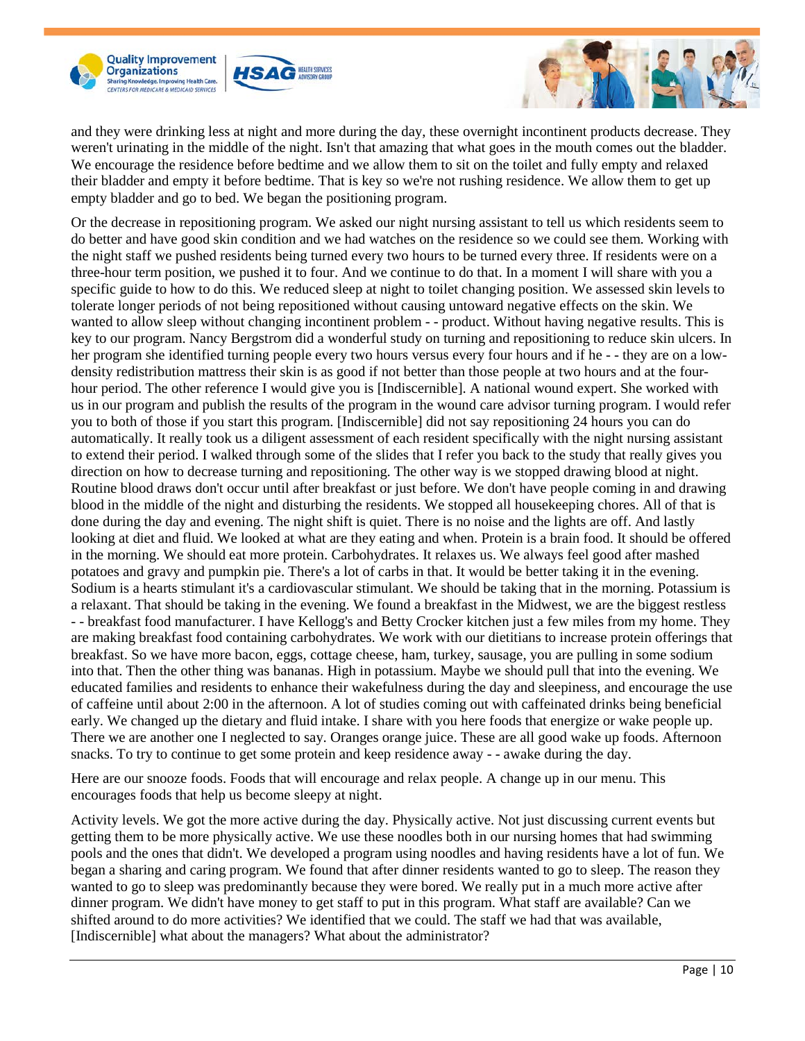and they were drinking less at night and more during the day, these overnight incontinent products decrease. They weren't urinating in the middle of the night. Isn't that amazing that what goes in the mouth comes out the bladder. We encourage the residence before bedtime and we allow them to sit on the toilet and fully empty and relaxed their bladder and empty it before bedtime. That is key so we're not rushing residence. We allow them to get up empty bladder and go to bed. We began the positioning program.

Or the decrease in repositioning program. We asked our night nursing assistant to tell us which residents seem to do better and have good skin condition and we had watches on the residence so we could see them. Working with the night staff we pushed residents being turned every two hours to be turned every three. If residents were on a three-hour term position, we pushed it to four. And we continue to do that. In a moment I will share with you a specific guide to how to do this. We reduced sleep at night to toilet changing position. We assessed skin levels to tolerate longer periods of not being repositioned without causing untoward negative effects on the skin. We wanted to allow sleep without changing incontinent problem - - product. Without having negative results. This is key to our program. Nancy Bergstrom did a wonderful study on turning and repositioning to reduce skin ulcers. In her program she identified turning people every two hours versus every four hours and if he - - they are on a low-density redistribution mattress their skin is as good if not better than those people at two hours and at the four-hour period. The other reference I would give you is [Indiscernible]. A national wound expert. She worked with us in our program and publish the results of the program in the wound care advisor turning program. I would refer you to both of those if you start this program. [Indiscernible] did not say repositioning 24 hours you can do automatically. It really took us a diligent assessment of each resident specifically with the night nursing assistant to extend their period. I walked through some of the slides that I refer you back to the study that really gives you direction on how to decrease turning and repositioning. The other way is we stopped drawing blood at night. Routine blood draws don't occur until after breakfast or just before. We don't have people coming in and drawing blood in the middle of the night and disturbing the residents. We stopped all housekeeping chores. All of that is done during the day and evening. The night shift is quiet. There is no noise and the lights are off. And lastly looking at diet and fluid. We looked at what are they eating and when. Protein is a brain food. It should be offered in the morning. We should eat more protein. Carbohydrates. It relaxes us. We always feel good after mashed potatoes and gravy and pumpkin pie. There's a lot of carbs in that. It would be better taking it in the evening. Sodium is a hearts stimulant it's a cardiovascular stimulant. We should be taking that in the morning. Potassium is a relaxant. That should be taking in the evening. We found a breakfast in the Midwest, we are the biggest restless - - breakfast food manufacturer. I have Kellogg's and Betty Crocker kitchen just a few miles from my home. They are making breakfast food containing carbohydrates. We work with our dietitians to increase protein offerings that breakfast. So we have more bacon, eggs, cottage cheese, ham, turkey, sausage, you are pulling in some sodium into that. Then the other thing was bananas. High in potassium. Maybe we should pull that into the evening. We educated families and residents to enhance their wakefulness during the day and sleepiness, and encourage the use of caffeine until about 2:00 in the afternoon. A lot of studies coming out with caffeinated drinks being beneficial early. We changed up the dietary and fluid intake. I share with you here foods that energize or wake people up. There we are another one I neglected to say. Oranges orange juice. These are all good wake up foods. Afternoon snacks. To try to continue to get some protein and keep residence away - - awake during the day.

Here are our snooze foods. Foods that will encourage and relax people. A change up in our menu. This encourages foods that help us become sleepy at night.

Activity levels. We got the more active during the day. Physically active. Not just discussing current events but getting them to be more physically active. We use these noodles both in our nursing homes that had swimming pools and the ones that didn't. We developed a program using noodles and having residents have a lot of fun. We began a sharing and caring program. We found that after dinner residents wanted to go to sleep. The reason they wanted to go to sleep was predominantly because they were bored. We really put in a much more active after dinner program. We didn't have money to get staff to put in this program. What staff are available? Can we shifted around to do more activities? We identified that we could. The staff we had that was available, [Indiscernible] what about the managers? What about the administrator?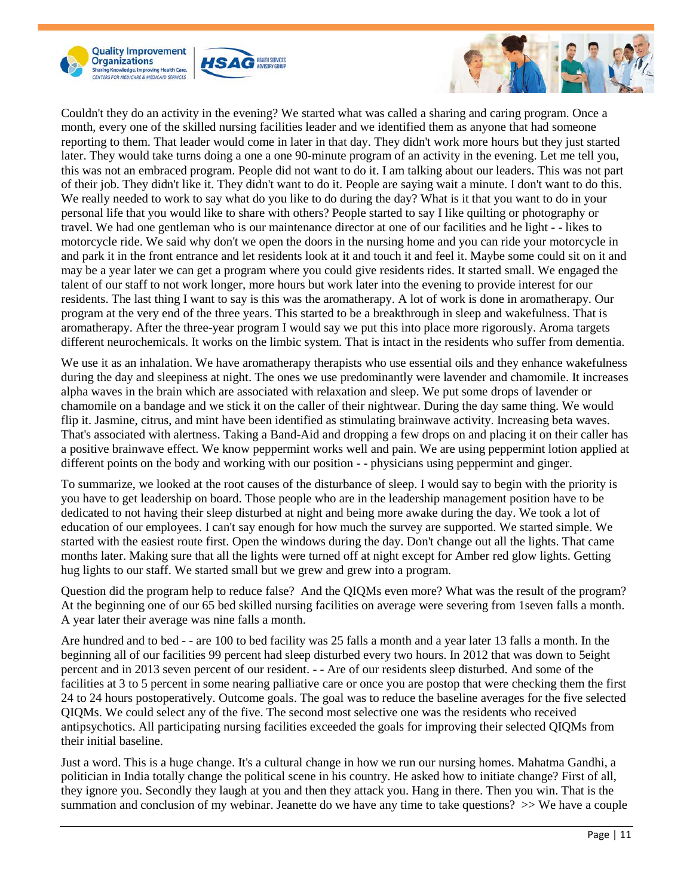Couldn't they do an activity in the evening? We started what was called a sharing and caring program. Once a month, every one of the skilled nursing facilities leader and we identified them as anyone that had someone reporting to them. That leader would come in later in that day. They didn't work more hours but they just started later. They would take turns doing a one a one 90-minute program of an activity in the evening. Let me tell you, this was not an embraced program. People did not want to do it. I am talking about our leaders. This was not part of their job. They didn't like it. They didn't want to do it. People are saying wait a minute. I don't want to do this. We really needed to work to say what do you like to do during the day? What is it that you want to do in your personal life that you would like to share with others? People started to say I like quilting or photography or travel. We had one gentleman who is our maintenance director at one of our facilities and he light - - likes to motorcycle ride. We said why don't we open the doors in the nursing home and you can ride your motorcycle in and park it in the front entrance and let residents look at it and touch it and feel it. Maybe some could sit on it and may be a year later we can get a program where you could give residents rides. It started small. We engaged the talent of our staff to not work longer, more hours but work later into the evening to provide interest for our residents. The last thing I want to say is this was the aromatherapy. A lot of work is done in aromatherapy. Our program at the very end of the three years. This started to be a breakthrough in sleep and wakefulness. That is aromatherapy. After the three-year program I would say we put this into place more rigorously. Aroma targets different neurochemicals. It works on the limbic system. That is intact in the residents who suffer from dementia.

We use it as an inhalation. We have aromatherapy therapists who use essential oils and they enhance wakefulness during the day and sleepiness at night. The ones we use predominantly were lavender and chamomile. It increases alpha waves in the brain which are associated with relaxation and sleep. We put some drops of lavender or chamomile on a bandage and we stick it on the caller of their nightwear. During the day same thing. We would flip it. Jasmine, citrus, and mint have been identified as stimulating brainwave activity. Increasing beta waves. That's associated with alertness. Taking a Band-Aid and dropping a few drops on and placing it on their caller has a positive brainwave effect. We know peppermint works well and pain. We are using peppermint lotion applied at different points on the body and working with our position - - physicians using peppermint and ginger.

To summarize, we looked at the root causes of the disturbance of sleep. I would say to begin with the priority is you have to get leadership on board. Those people who are in the leadership management position have to be dedicated to not having their sleep disturbed at night and being more awake during the day. We took a lot of education of our employees. I can't say enough for how much the survey are supported. We started simple. We started with the easiest route first. Open the windows during the day. Don't change out all the lights. That came months later. Making sure that all the lights were turned off at night except for Amber red glow lights. Getting hug lights to our staff. We started small but we grew and grew into a program.

Question did the program help to reduce false? And the QIQMs even more? What was the result of the program? At the beginning one of our 65 bed skilled nursing facilities on average were severing from 1seven falls a month. A year later their average was nine falls a month.

Are hundred and to bed - - are 100 to bed facility was 25 falls a month and a year later 13 falls a month. In the beginning all of our facilities 99 percent had sleep disturbed every two hours. In 2012 that was down to 5eight percent and in 2013 seven percent of our resident. - - Are of our residents sleep disturbed. And some of the facilities at 3 to 5 percent in some nearing palliative care or once you are postop that were checking them the first 24 to 24 hours postoperatively. Outcome goals. The goal was to reduce the baseline averages for the five selected QIQMs. We could select any of the five. The second most selective one was the residents who received antipsychotics. All participating nursing facilities exceeded the goals for improving their selected QIQMs from their initial baseline.

Just a word. This is a huge change. It's a cultural change in how we run our nursing homes. Mahatma Gandhi, a politician in India totally change the political scene in his country. He asked how to initiate change? First of all, they ignore you. Secondly they laugh at you and then they attack you. Hang in there. Then you win. That is the summation and conclusion of my webinar. Jeanette do we have any time to take questions? >> We have a couple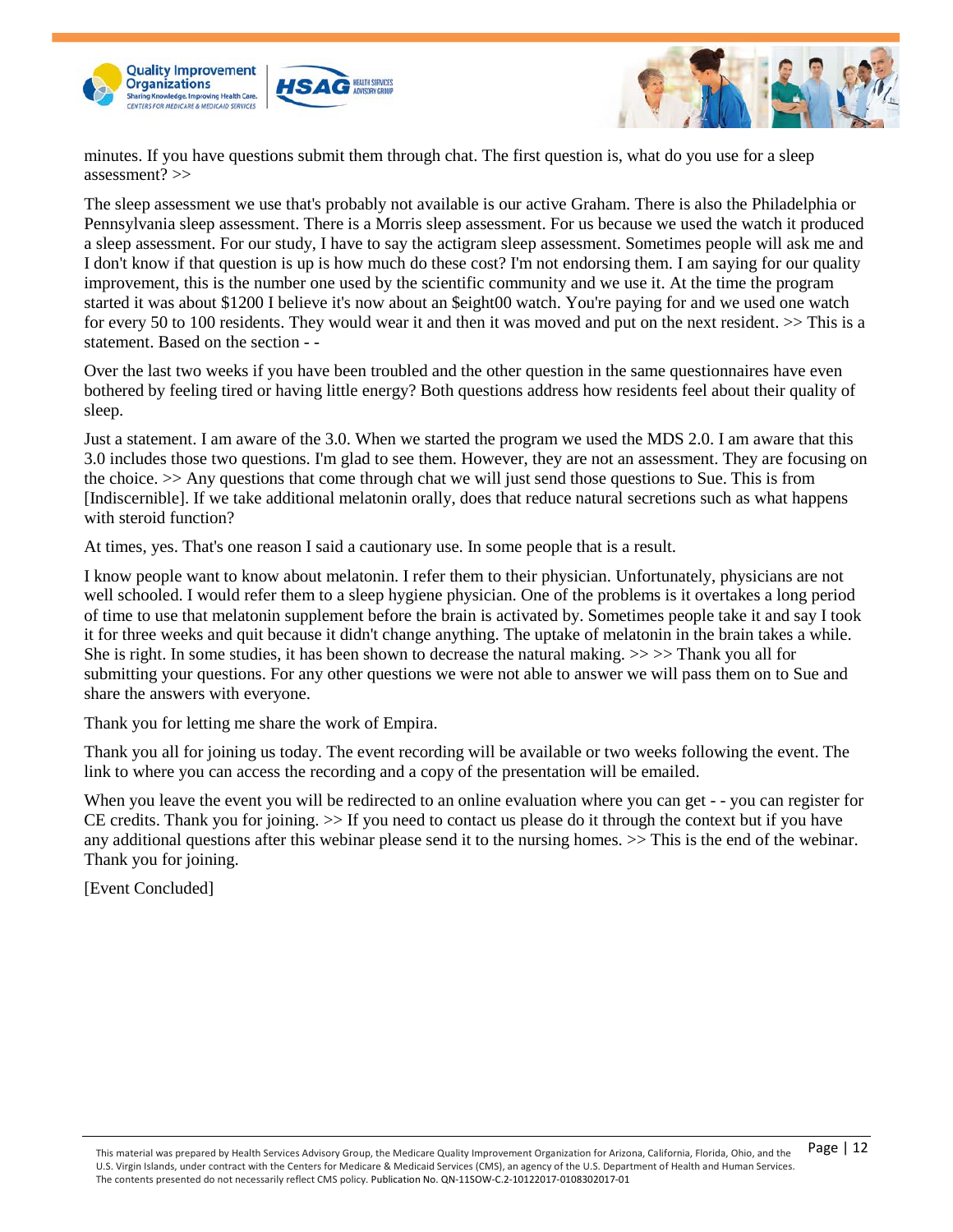minutes. If you have questions submit them through chat. The first question is, what do you use for a sleep assessment? >>

The sleep assessment we use that's probably not available is our active Graham. There is also the Philadelphia or Pennsylvania sleep assessment. There is a Morris sleep assessment. For us because we used the watch it produced a sleep assessment. For our study, I have to say the actigram sleep assessment. Sometimes people will ask me and I don't know if that question is up is how much do these cost? I'm not endorsing them. I am saying for our quality improvement, this is the number one used by the scientific community and we use it. At the time the program started it was about $1200 I believe it's now about an $eight00 watch. You're paying for and we used one watch for every 50 to 100 residents. They would wear it and then it was moved and put on the next resident. >> This is a statement. Based on the section - -

Over the last two weeks if you have been troubled and the other question in the same questionnaires have even bothered by feeling tired or having little energy? Both questions address how residents feel about their quality of sleep.

Just a statement. I am aware of the 3.0. When we started the program we used the MDS 2.0. I am aware that this 3.0 includes those two questions. I'm glad to see them. However, they are not an assessment. They are focusing on the choice. >> Any questions that come through chat we will just send those questions to Sue. This is from [Indiscernible]. If we take additional melatonin orally, does that reduce natural secretions such as what happens with steroid function?

At times, yes. That's one reason I said a cautionary use. In some people that is a result.

I know people want to know about melatonin. I refer them to their physician. Unfortunately, physicians are not well schooled. I would refer them to a sleep hygiene physician. One of the problems is it overtakes a long period of time to use that melatonin supplement before the brain is activated by. Sometimes people take it and say I took it for three weeks and quit because it didn't change anything. The uptake of melatonin in the brain takes a while. She is right. In some studies, it has been shown to decrease the natural making. >> >> Thank you all for submitting your questions. For any other questions we were not able to answer we will pass them on to Sue and share the answers with everyone.

Thank you for letting me share the work of Empira.

Thank you all for joining us today. The event recording will be available or two weeks following the event. The link to where you can access the recording and a copy of the presentation will be emailed.

When you leave the event you will be redirected to an online evaluation where you can get - - you can register for CE credits. Thank you for joining. >> If you need to contact us please do it through the context but if you have any additional questions after this webinar please send it to the nursing homes. >> This is the end of the webinar. Thank you for joining.

[Event Concluded]

This material was prepared by Health Services Advisory Group, the Medicare Quality Improvement Organization for Arizona, California, Florida, Ohio, and the U.S. Virgin Islands, under contract with the Centers for Medicare & Medicaid Services (CMS), an agency of the U.S. Department of Health and Human Services. The contents presented do not necessarily reflect CMS policy. Publication No. QN-11SOW-C.2-10122017-0108302017-01